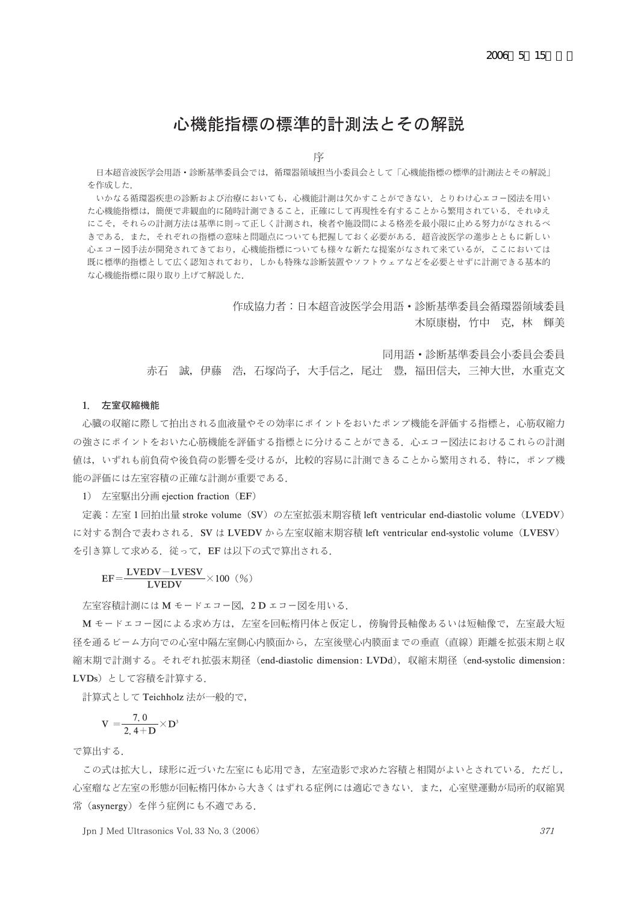2006年5月15日 公 示

# 心機能指標の標準的計測法とその解説

## 序

日本超音波医学会用語・診断基準委員会では，循環器領域担当小委員会として「心機能指標の標準的計測法とその解説」を作成した．

いかなる循環器疾患の診断および治療においても，心機能計測は欠かすことができない．とりわけ心エコー図法を用いた心機能指標は，簡便で非観血的に随時計測できること，正確にして再現性を有することから繁用されている．それゆえにこそ，それらの計測方法は基準に則って正しく計測され，検者や施設間による格差を最小限に止める努力がなされるべきである．また，それぞれの指標の意味と問題点についても把握しておく必要がある．超音波医学の進歩とともに新しい心エコー図手法が開発されてきており，心機能指標についても様々な新たな提案がなされて来ているが，ここにおいては既に標準的指標として広く認知されており，しかも特殊な診断装置やソフトウェアなどを必要とせずに計測できる基本的な心機能指標に限り取り上げて解説した．

作成協力者：日本超音波医学会用語・診断基準委員会循環器領域委員
木原康樹，竹中　克，林　輝美

同用語・診断基準委員会小委員会委員
赤石　誠，伊藤　浩，石塚尚子，大手信之，尾辻　豊，福田信夫，三神大世，水重克文

### 1. 左室収縮機能

心臓の収縮に際して拍出される血液量やその効率にポイントをおいたポンプ機能を評価する指標と，心筋収縮力の強さにポイントをおいた心筋機能を評価する指標とに分けることができる．心エコー図法におけるこれらの計測値は，いずれも前負荷や後負荷の影響を受けるが，比較的容易に計測できることから繁用される．特に，ポンプ機能の評価には左室容積の正確な計測が重要である．

1） 左室駆出分画 ejection fraction（EF）

定義：左室1回拍出量 stroke volume（SV）の左室拡張末期容積 left ventricular end-diastolic volume（LVEDV）に対する割合で表わされる．SV は LVEDV から左室収縮末期容積 left ventricular end-systolic volume（LVESV）を引き算して求める．従って，EF は以下の式で算出される．

$$\mathrm{EF}=\frac{\mathrm{LVEDV}-\mathrm{LVESV}}{\mathrm{LVEDV}}\times 100\ (\%)$$

左室容積計測には M モードエコー図，2 D エコー図を用いる．

M モードエコー図による求め方は，左室を回転楕円体と仮定し，傍胸骨長軸像あるいは短軸像で，左室最大短径を通るビーム方向での心室中隔左室側心内膜面から，左室後壁心内膜面までの垂直（直線）距離を拡張末期と収縮末期で計測する。それぞれ拡張末期径（end-diastolic dimension: LVDd），収縮末期径（end-systolic dimension: LVDs）として容積を計算する．

計算式として Teichholz 法が一般的で，

$$\mathrm{V}=\frac{7.0}{2.4+\mathrm{D}}\times \mathrm{D}^3$$

で算出する．

この式は拡大し，球形に近づいた左室にも応用でき，左室造影で求めた容積と相関がよいとされている．ただし，心室瘤など左室の形態が回転楕円体から大きくはずれる症例には適応できない．また，心室壁運動が局所的収縮異常（asynergy）を伴う症例にも不適である．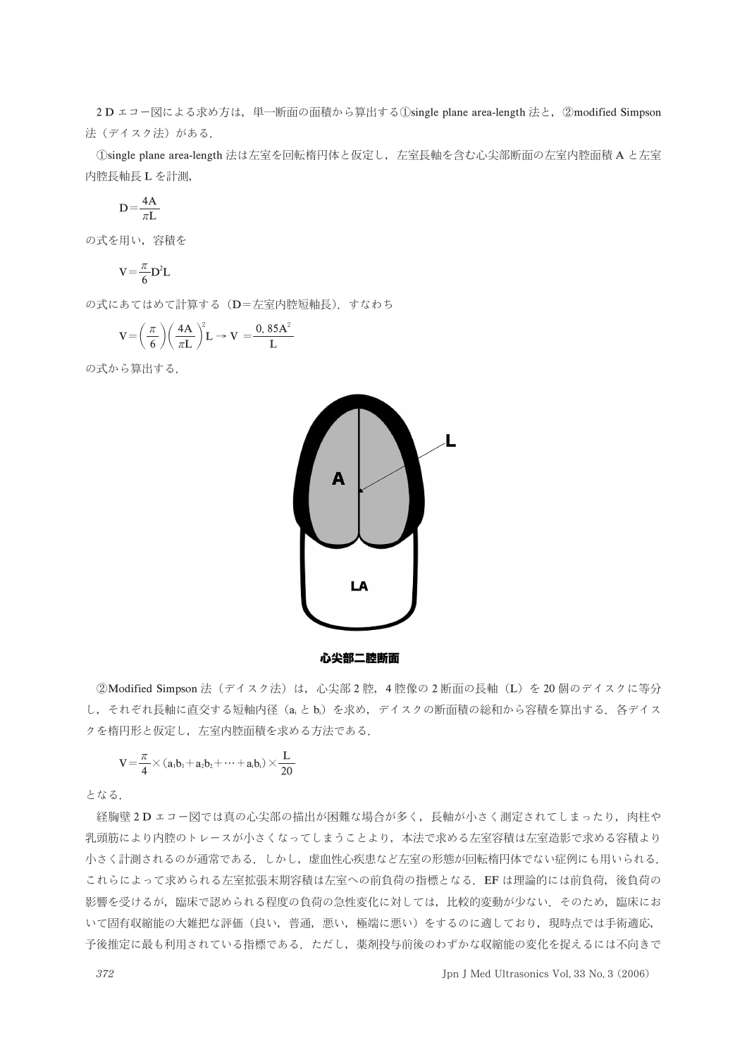2 D エコー図による求め方は，単一断面の面積から算出する①single plane area-length 法と，②modified Simpson 法（デイスク法）がある．

①single plane area-length 法は左室を回転楕円体と仮定し，左室長軸を含む心尖部断面の左室内腔面積 A と左室内腔長軸長 L を計測，

$$D=\frac{4A}{\pi L}$$

の式を用い，容積を

$$V=\frac{\pi}{6}D^2L$$

の式にあてはめて計算する（D＝左室内腔短軸長）．すなわち

$$V=\left(\frac{\pi}{6}\right)\left(\frac{4A}{\pi L}\right)^2L \rightarrow V=\frac{0.85A^2}{L}$$

の式から算出する．

心尖部二腔断面

②Modified Simpson 法（デイスク法）は，心尖部 2 腔，4 腔像の 2 断面の長軸（L）を 20 個のデイスクに等分し，それぞれ長軸に直交する短軸内径（$a_i$ と $b_i$）を求め，デイスクの断面積の総和から容積を算出する．各デイスクを楕円形と仮定し，左室内腔面積を求める方法である．

$$V=\frac{\pi}{4}\times(a_1b_1+a_2b_2+\cdots+a_ib_i)\times\frac{L}{20}$$

となる．

経胸壁 2 D エコー図では真の心尖部の描出が困難な場合が多く，長軸が小さく測定されてしまったり，肉柱や乳頭筋により内腔のトレースが小さくなってしまうことより，本法で求める左室容積は左室造影で求める容積より小さく計測されるのが通常である．しかし，虚血性心疾患など左室の形態が回転楕円体でない症例にも用いられる．これらによって求められる左室拡張末期容積は左室への前負荷の指標となる．EF は理論的には前負荷，後負荷の影響を受けるが，臨床で認められる程度の負荷の急性変化に対しては，比較的変動が少ない．そのため，臨床において固有収縮能の大雑把な評価（良い，普通，悪い，極端に悪い）をするのに適しており，現時点では手術適応，予後推定に最も利用されている指標である．ただし，薬剤投与前後のわずかな収縮能の変化を捉えるには不向きで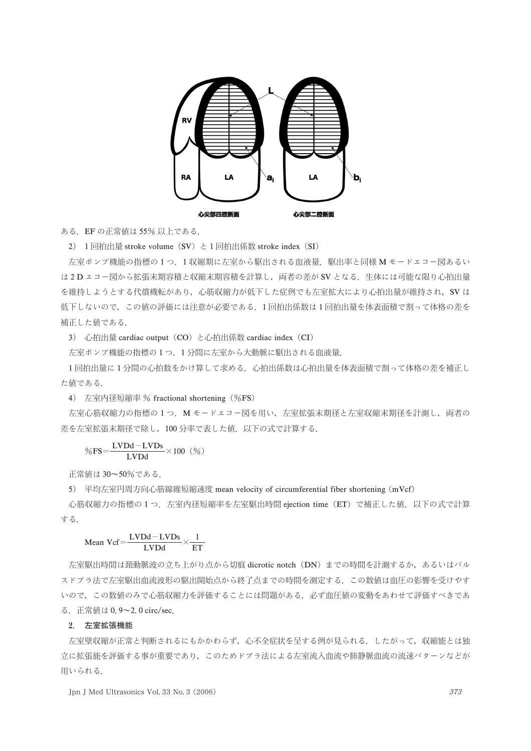ある．EF の正常値は 55% 以上である．

2） 1 回拍出量 stroke volume（SV）と 1 回拍出係数 stroke index（SI）

左室ポンプ機能の指標の 1 つ．1 収縮期に左室から駆出される血液量．駆出率と同様 M モードエコー図あるいは 2 D エコー図から拡張末期容積と収縮末期容積を計算し，両者の差が SV となる．生体には可能な限り心拍出量を維持しようとする代償機転があり，心筋収縮力が低下した症例でも左室拡大により心拍出量が維持され，SV は低下しないので，この値の評価には注意が必要である．1 回拍出係数は 1 回拍出量を体表面積で割って体格の差を補正した値である．

3） 心拍出量 cardiac output（CO）と心拍出係数 cardiac index（CI）

左室ポンプ機能の指標の 1 つ．1 分間に左室から大動脈に駆出される血液量．

1 回拍出量に 1 分間の心拍数をかけ算して求める．心拍出係数は心拍出量を体表面積で割って体格の差を補正した値である．

4） 左室内径短縮率 % fractional shortening（%FS）

左室心筋収縮力の指標の 1 つ．M モードエコー図を用い，左室拡張末期径と左室収縮末期径を計測し，両者の差を左室拡張末期径で除し，100 分率で表した値．以下の式で計算する．

$$\%FS = \frac{LVDd - LVDs}{LVDd} \times 100\ (\%)$$

正常値は 30〜50%である．

5） 平均左室円周方向心筋線維短縮速度 mean velocity of circumferential fiber shortening（mVcf）

心筋収縮力の指標の 1 つ．左室内径短縮率を左室駆出時間 ejection time（ET）で補正した値．以下の式で計算する．

$$\text{Mean Vcf} = \frac{LVDd - LVDs}{LVDd} \times \frac{1}{ET}$$

左室駆出時間は頚動脈波の立ち上がり点から切痕 dicrotic notch（DN）までの時間を計測するか，あるいはパルスドプラ法で左室駆出血流波形の駆出開始点から終了点までの時間を測定する．この数値は血圧の影響を受けやすいので，この数値のみで心筋収縮力を評価することには問題がある．必ず血圧値の変動をあわせて評価すべきである．正常値は 0.9〜2.0 circ/sec．

## 2. 左室拡張機能

左室壁収縮が正常と判断されるにもかかわらず，心不全症状を呈する例が見られる．したがって，収縮能とは独立に拡張能を評価する事が重要であり，このためドプラ法による左室流入血流や肺静脈血流の流速パターンなどが用いられる．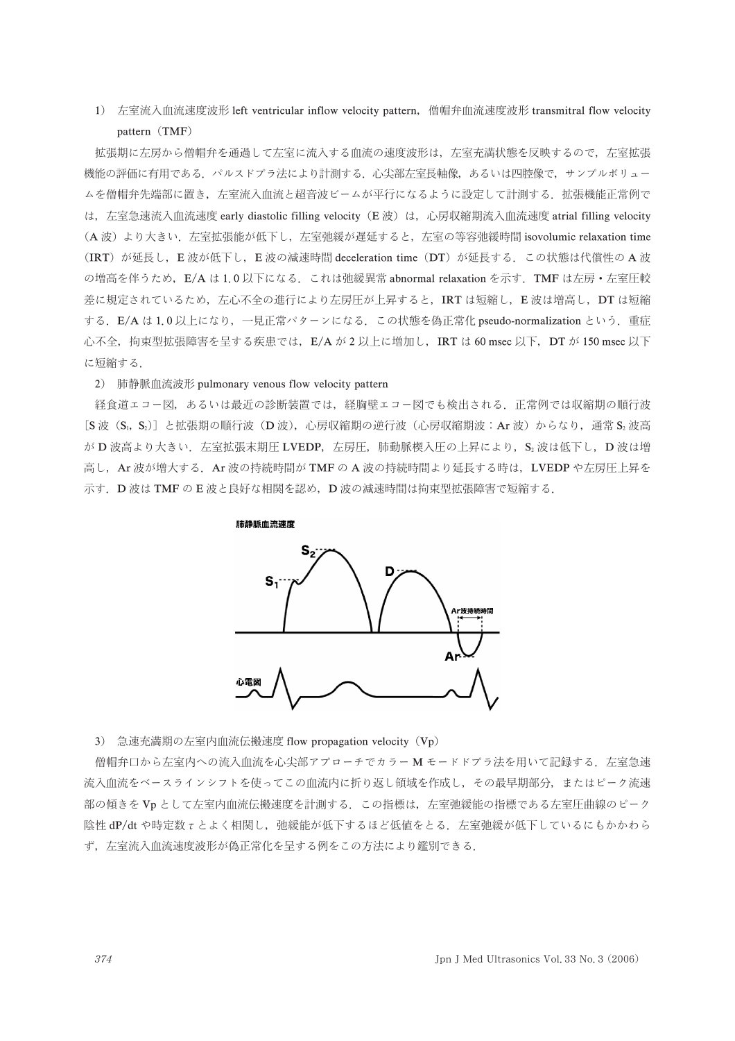1） 左室流入血流速度波形 left ventricular inflow velocity pattern，僧帽弁血流速度波形 transmitral flow velocity pattern（TMF）

拡張期に左房から僧帽弁を通過して左室に流入する血流の速度波形は，左室充満状態を反映するので，左室拡張機能の評価に有用である．パルスドプラ法により計測する．心尖部左室長軸像，あるいは四腔像で，サンプルボリュームを僧帽弁先端部に置き，左室流入血流と超音波ビームが平行になるように設定して計測する．拡張機能正常例では，左室急速流入血流速度 early diastolic filling velocity（E 波）は，心房収縮期流入血流速度 atrial filling velocity（A 波）より大きい．左室拡張能が低下し，左室弛緩が遅延すると，左室の等容弛緩時間 isovolumic relaxation time（IRT）が延長し，E 波が低下し，E 波の減速時間 deceleration time（DT）が延長する．この状態は代償性の A 波の増高を伴うため，E/A は 1.0 以下になる．これは弛緩異常 abnormal relaxation を示す．TMF は左房・左室圧較差に規定されているため，左心不全の進行により左房圧が上昇すると，IRT は短縮し，E 波は増高し，DT は短縮する．E/A は 1.0 以上になり，一見正常パターンになる．この状態を偽正常化 pseudo-normalization という．重症心不全，拘束型拡張障害を呈する疾患では，E/A が 2 以上に増加し，IRT は 60 msec 以下，DT が 150 msec 以下に短縮する．

2） 肺静脈血流波形 pulmonary venous flow velocity pattern

経食道エコー図，あるいは最近の診断装置では，経胸壁エコー図でも検出される．正常例では収縮期の順行波［S 波（$S_1$，$S_2$）］と拡張期の順行波（D 波），心房収縮期の逆行波（心房収縮期波：Ar 波）からなり，通常 $S_2$ 波高が D 波高より大きい．左室拡張末期圧 LVEDP，左房圧，肺動脈楔入圧の上昇により，$S_2$ 波は低下し，D 波は増高し，Ar 波が増大する．Ar 波の持続時間が TMF の A 波の持続時間より延長する時は，LVEDP や左房圧上昇を示す．D 波は TMF の E 波と良好な相関を認め，D 波の減速時間は拘束型拡張障害で短縮する．

肺静脈血流速度

$S_2$ $S_1$ D Ar波持続時間 Ar

心電図

3） 急速充満期の左室内血流伝搬速度 flow propagation velocity（Vp）

僧帽弁口から左室内への流入血流を心尖部アプローチでカラー M モードドプラ法を用いて記録する．左室急速流入血流をベースラインシフトを使ってこの血流内に折り返し領域を作成し，その最早期部分，またはピーク流速部の傾きを Vp として左室内血流伝搬速度を計測する．この指標は，左室弛緩能の指標である左室圧曲線のピーク陰性 dP/dt や時定数 $\tau$ とよく相関し，弛緩能が低下するほど低値をとる．左室弛緩が低下しているにもかかわらず，左室流入血流速度波形が偽正常化を呈する例をこの方法により鑑別できる．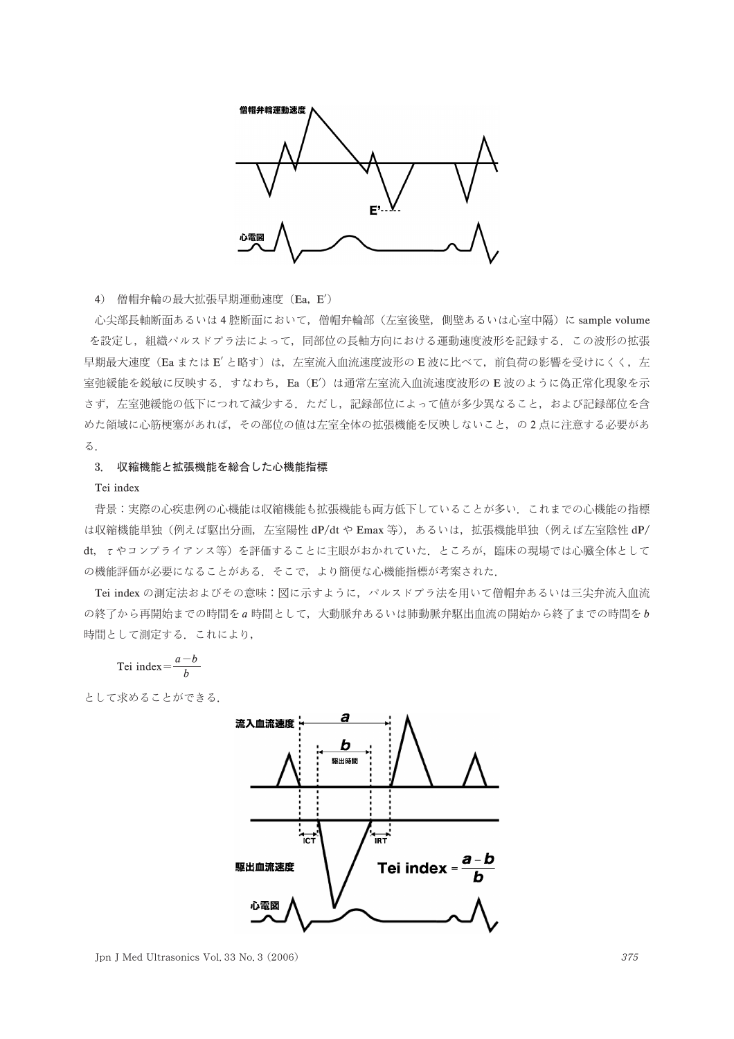4) 僧帽弁輪の最大拡張早期運動速度（Ea, E′）

心尖部長軸断面あるいは4腔断面において，僧帽弁輪部（左室後壁，側壁あるいは心室中隔）に sample volume を設定し，組織パルスドプラ法によって，同部位の長軸方向における運動速度波形を記録する．この波形の拡張早期最大速度（Ea または E′ と略す）は，左室流入血流速度波形の E 波に比べて，前負荷の影響を受けにくく，左室弛緩能を鋭敏に反映する．すなわち，Ea（E′）は通常左室流入血流速度波形の E 波のように偽正常化現象を示さず，左室弛緩能の低下につれて減少する．ただし，記録部位によって値が多少異なること，および記録部位を含めた領域に心筋梗塞があれば，その部位の値は左室全体の拡張機能を反映しないこと，の2点に注意する必要がある．

### 3. 収縮機能と拡張機能を総合した心機能指標

Tei index

背景：実際の心疾患例の心機能は収縮機能も拡張機能も両方低下していることが多い．これまでの心機能の指標は収縮機能単独（例えば駆出分画，左室陽性 dP/dt や Emax 等），あるいは，拡張機能単独（例えば左室陰性 dP/dt，$\tau$ やコンプライアンス等）を評価することに主眼がおかれていた．ところが，臨床の現場では心臓全体としての機能評価が必要になることがある．そこで，より簡便な心機能指標が考案された．

Tei index の測定法およびその意味：図に示すように，パルスドプラ法を用いて僧帽弁あるいは三尖弁流入血流の終了から再開始までの時間を $a$ 時間として，大動脈弁あるいは肺動脈弁駆出血流の開始から終了までの時間を $b$ 時間として測定する．これにより，

$$\text{Tei index} = \frac{a-b}{b}$$

として求めることができる．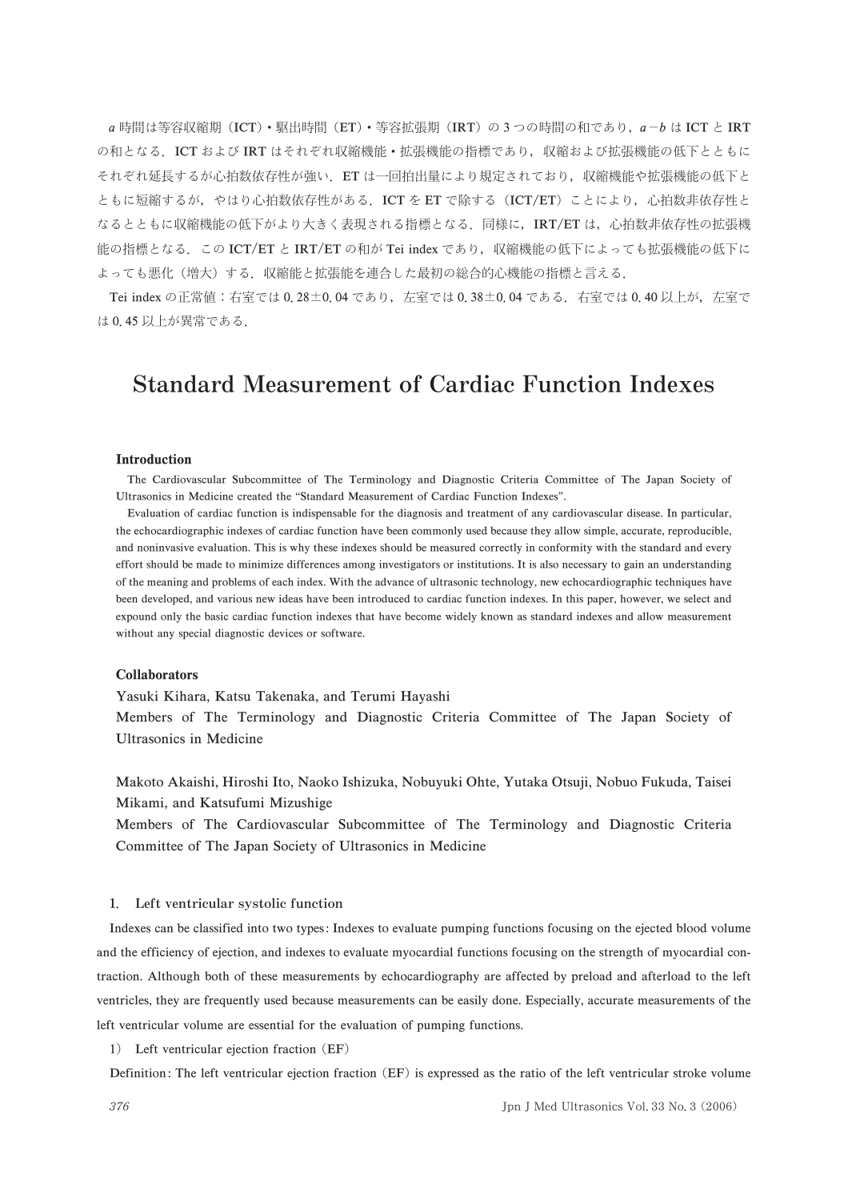*a* 時間は等容収縮期（ICT）・駆出時間（ET）・等容拡張期（IRT）の3つの時間の和であり，*a*－*b* は ICT と IRT の和となる．ICT および IRT はそれぞれ収縮機能・拡張機能の指標であり，収縮および拡張機能の低下とともにそれぞれ延長するが心拍数依存性が強い．ET は一回拍出量により規定されており，収縮機能や拡張機能の低下とともに短縮するが，やはり心拍数依存性がある．ICT を ET で除する（ICT/ET）ことにより，心拍数非依存性となるとともに収縮機能の低下がより大きく表現される指標となる．同様に，IRT/ET は，心拍数非依存性の拡張機能の指標となる．この ICT/ET と IRT/ET の和が Tei index であり，収縮機能の低下によっても拡張機能の低下によっても悪化（増大）する．収縮能と拡張能を連合した最初の総合的心機能の指標と言える．

Tei index の正常値：右室では 0.28±0.04 であり，左室では 0.38±0.04 である．右室では 0.40 以上が，左室では 0.45 以上が異常である．

# Standard Measurement of Cardiac Function Indexes

**Introduction**

The Cardiovascular Subcommittee of The Terminology and Diagnostic Criteria Committee of The Japan Society of Ultrasonics in Medicine created the "Standard Measurement of Cardiac Function Indexes".

Evaluation of cardiac function is indispensable for the diagnosis and treatment of any cardiovascular disease. In particular, the echocardiographic indexes of cardiac function have been commonly used because they allow simple, accurate, reproducible, and noninvasive evaluation. This is why these indexes should be measured correctly in conformity with the standard and every effort should be made to minimize differences among investigators or institutions. It is also necessary to gain an understanding of the meaning and problems of each index. With the advance of ultrasonic technology, new echocardiographic techniques have been developed, and various new ideas have been introduced to cardiac function indexes. In this paper, however, we select and expound only the basic cardiac function indexes that have become widely known as standard indexes and allow measurement without any special diagnostic devices or software.

**Collaborators**

Yasuki Kihara, Katsu Takenaka, and Terumi Hayashi
Members of The Terminology and Diagnostic Criteria Committee of The Japan Society of Ultrasonics in Medicine

Makoto Akaishi, Hiroshi Ito, Naoko Ishizuka, Nobuyuki Ohte, Yutaka Otsuji, Nobuo Fukuda, Taisei Mikami, and Katsufumi Mizushige
Members of The Cardiovascular Subcommittee of The Terminology and Diagnostic Criteria Committee of The Japan Society of Ultrasonics in Medicine

## 1. Left ventricular systolic function

Indexes can be classified into two types: Indexes to evaluate pumping functions focusing on the ejected blood volume and the efficiency of ejection, and indexes to evaluate myocardial functions focusing on the strength of myocardial contraction. Although both of these measurements by echocardiography are affected by preload and afterload to the left ventricles, they are frequently used because measurements can be easily done. Especially, accurate measurements of the left ventricular volume are essential for the evaluation of pumping functions.

1) Left ventricular ejection fraction (EF)

Definition: The left ventricular ejection fraction (EF) is expressed as the ratio of the left ventricular stroke volume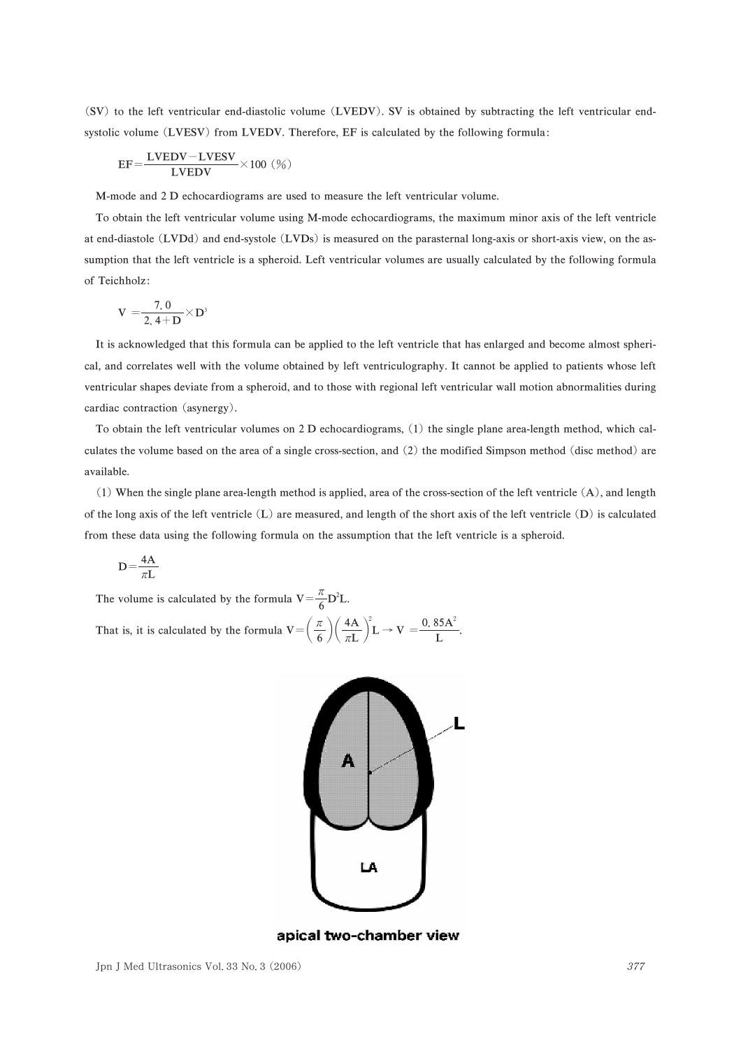(SV) to the left ventricular end-diastolic volume (LVEDV). SV is obtained by subtracting the left ventricular end-systolic volume (LVESV) from LVEDV. Therefore, EF is calculated by the following formula:

$$EF = \frac{LVEDV - LVESV}{LVEDV} \times 100 \ (\%)$$

M-mode and 2 D echocardiograms are used to measure the left ventricular volume.

To obtain the left ventricular volume using M-mode echocardiograms, the maximum minor axis of the left ventricle at end-diastole (LVDd) and end-systole (LVDs) is measured on the parasternal long-axis or short-axis view, on the assumption that the left ventricle is a spheroid. Left ventricular volumes are usually calculated by the following formula of Teichholz:

$$V = \frac{7.0}{2.4 + D} \times D^3$$

It is acknowledged that this formula can be applied to the left ventricle that has enlarged and become almost spherical, and correlates well with the volume obtained by left ventriculography. It cannot be applied to patients whose left ventricular shapes deviate from a spheroid, and to those with regional left ventricular wall motion abnormalities during cardiac contraction (asynergy).

To obtain the left ventricular volumes on 2 D echocardiograms, (1) the single plane area-length method, which calculates the volume based on the area of a single cross-section, and (2) the modified Simpson method (disc method) are available.

(1) When the single plane area-length method is applied, area of the cross-section of the left ventricle (A), and length of the long axis of the left ventricle (L) are measured, and length of the short axis of the left ventricle (D) is calculated from these data using the following formula on the assumption that the left ventricle is a spheroid.

$$D = \frac{4A}{\pi L}$$

The volume is calculated by the formula $V = \frac{\pi}{6} D^2 L$.

That is, it is calculated by the formula $V = \left(\frac{\pi}{6}\right)\left(\frac{4A}{\pi L}\right)^2 L \rightarrow V = \frac{0.85A^2}{L}$.

apical two-chamber view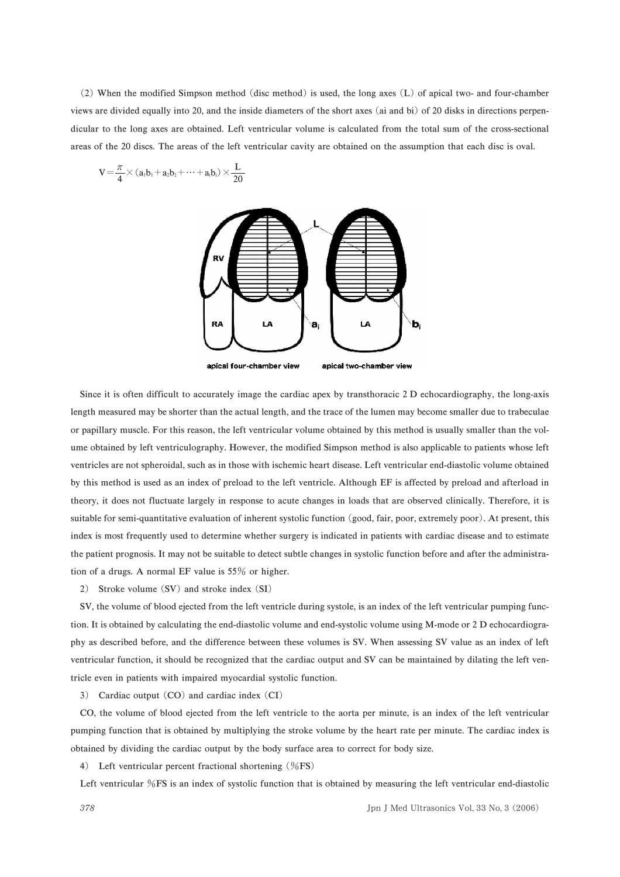(2) When the modified Simpson method (disc method) is used, the long axes (L) of apical two- and four-chamber views are divided equally into 20, and the inside diameters of the short axes (ai and bi) of 20 disks in directions perpendicular to the long axes are obtained. Left ventricular volume is calculated from the total sum of the cross-sectional areas of the 20 discs. The areas of the left ventricular cavity are obtained on the assumption that each disc is oval.

$$V = \frac{\pi}{4} \times (a_1 b_1 + a_2 b_2 + \cdots + a_i b_i) \times \frac{L}{20}$$

L

RV

RA

LA

$a_i$

LA

$b_i$

apical four-chamber view

apical two-chamber view

Since it is often difficult to accurately image the cardiac apex by transthoracic 2 D echocardiography, the long-axis length measured may be shorter than the actual length, and the trace of the lumen may become smaller due to trabeculae or papillary muscle. For this reason, the left ventricular volume obtained by this method is usually smaller than the volume obtained by left ventriculography. However, the modified Simpson method is also applicable to patients whose left ventricles are not spheroidal, such as in those with ischemic heart disease. Left ventricular end-diastolic volume obtained by this method is used as an index of preload to the left ventricle. Although EF is affected by preload and afterload in theory, it does not fluctuate largely in response to acute changes in loads that are observed clinically. Therefore, it is suitable for semi-quantitative evaluation of inherent systolic function (good, fair, poor, extremely poor). At present, this index is most frequently used to determine whether surgery is indicated in patients with cardiac disease and to estimate the patient prognosis. It may not be suitable to detect subtle changes in systolic function before and after the administration of a drugs. A normal EF value is 55% or higher.

2) Stroke volume (SV) and stroke index (SI)

SV, the volume of blood ejected from the left ventricle during systole, is an index of the left ventricular pumping function. It is obtained by calculating the end-diastolic volume and end-systolic volume using M-mode or 2 D echocardiography as described before, and the difference between these volumes is SV. When assessing SV value as an index of left ventricular function, it should be recognized that the cardiac output and SV can be maintained by dilating the left ventricle even in patients with impaired myocardial systolic function.

3) Cardiac output (CO) and cardiac index (CI)

CO, the volume of blood ejected from the left ventricle to the aorta per minute, is an index of the left ventricular pumping function that is obtained by multiplying the stroke volume by the heart rate per minute. The cardiac index is obtained by dividing the cardiac output by the body surface area to correct for body size.

4) Left ventricular percent fractional shortening (%FS)

Left ventricular %FS is an index of systolic function that is obtained by measuring the left ventricular end-diastolic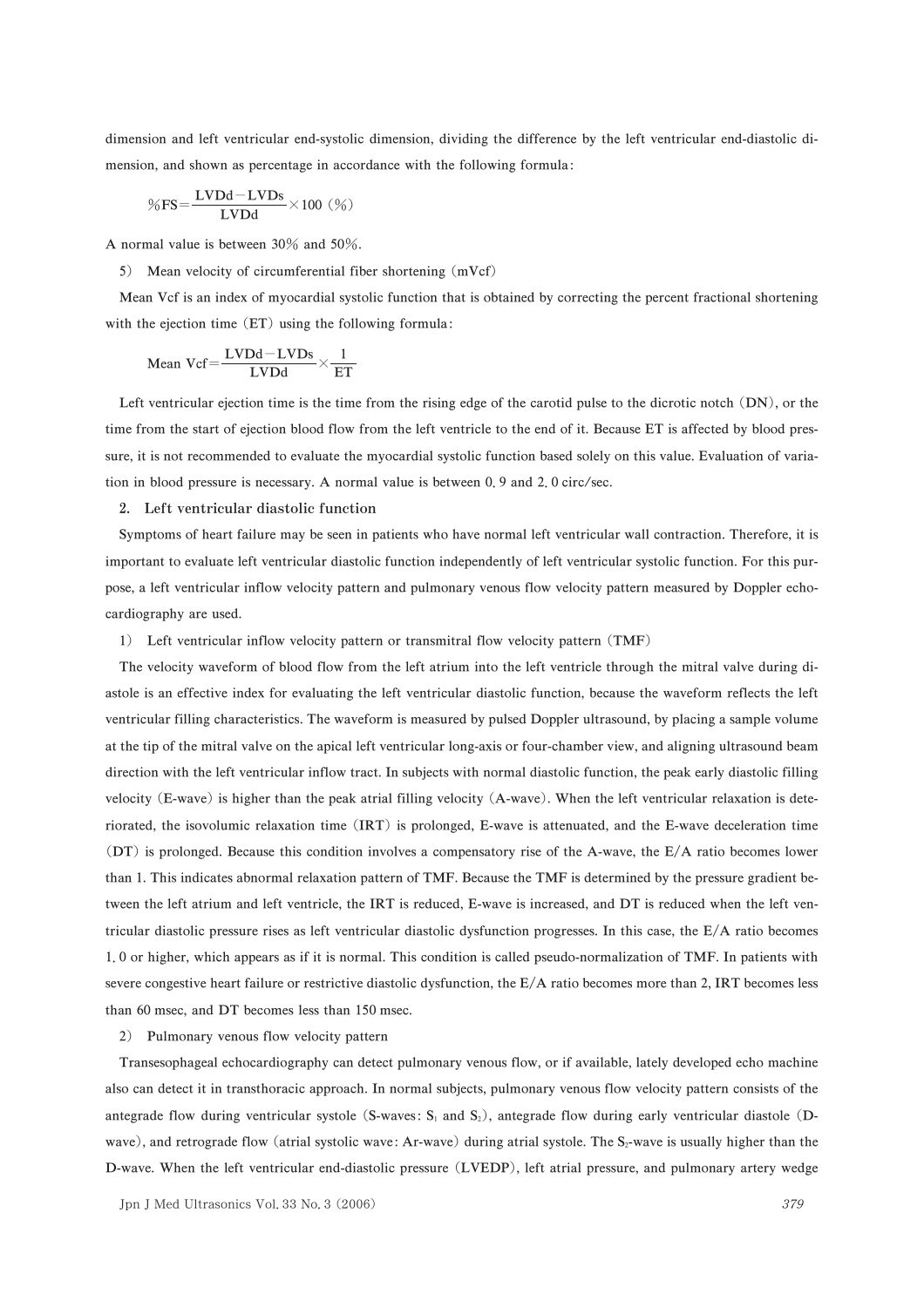dimension and left ventricular end-systolic dimension, dividing the difference by the left ventricular end-diastolic dimension, and shown as percentage in accordance with the following formula:

$$\%FS = \frac{LVDd - LVDs}{LVDd} \times 100\ (\%)$$

A normal value is between 30% and 50%.

5) Mean velocity of circumferential fiber shortening (mVcf)

Mean Vcf is an index of myocardial systolic function that is obtained by correcting the percent fractional shortening with the ejection time (ET) using the following formula:

$$\text{Mean Vcf} = \frac{LVDd - LVDs}{LVDd} \times \frac{1}{ET}$$

Left ventricular ejection time is the time from the rising edge of the carotid pulse to the dicrotic notch (DN), or the time from the start of ejection blood flow from the left ventricle to the end of it. Because ET is affected by blood pressure, it is not recommended to evaluate the myocardial systolic function based solely on this value. Evaluation of variation in blood pressure is necessary. A normal value is between 0.9 and 2.0 circ/sec.

## 2. Left ventricular diastolic function

Symptoms of heart failure may be seen in patients who have normal left ventricular wall contraction. Therefore, it is important to evaluate left ventricular diastolic function independently of left ventricular systolic function. For this purpose, a left ventricular inflow velocity pattern and pulmonary venous flow velocity pattern measured by Doppler echocardiography are used.

1) Left ventricular inflow velocity pattern or transmitral flow velocity pattern (TMF)

The velocity waveform of blood flow from the left atrium into the left ventricle through the mitral valve during diastole is an effective index for evaluating the left ventricular diastolic function, because the waveform reflects the left ventricular filling characteristics. The waveform is measured by pulsed Doppler ultrasound, by placing a sample volume at the tip of the mitral valve on the apical left ventricular long-axis or four-chamber view, and aligning ultrasound beam direction with the left ventricular inflow tract. In subjects with normal diastolic function, the peak early diastolic filling velocity (E-wave) is higher than the peak atrial filling velocity (A-wave). When the left ventricular relaxation is deteriorated, the isovolumic relaxation time (IRT) is prolonged, E-wave is attenuated, and the E-wave deceleration time (DT) is prolonged. Because this condition involves a compensatory rise of the A-wave, the E/A ratio becomes lower than 1. This indicates abnormal relaxation pattern of TMF. Because the TMF is determined by the pressure gradient between the left atrium and left ventricle, the IRT is reduced, E-wave is increased, and DT is reduced when the left ventricular diastolic pressure rises as left ventricular diastolic dysfunction progresses. In this case, the E/A ratio becomes 1.0 or higher, which appears as if it is normal. This condition is called pseudo-normalization of TMF. In patients with severe congestive heart failure or restrictive diastolic dysfunction, the E/A ratio becomes more than 2, IRT becomes less than 60 msec, and DT becomes less than 150 msec.

2) Pulmonary venous flow velocity pattern

Transesophageal echocardiography can detect pulmonary venous flow, or if available, lately developed echo machine also can detect it in transthoracic approach. In normal subjects, pulmonary venous flow velocity pattern consists of the antegrade flow during ventricular systole (S-waves: $S_1$ and $S_2$), antegrade flow during early ventricular diastole (D-wave), and retrograde flow (atrial systolic wave: Ar-wave) during atrial systole. The $S_2$-wave is usually higher than the D-wave. When the left ventricular end-diastolic pressure (LVEDP), left atrial pressure, and pulmonary artery wedge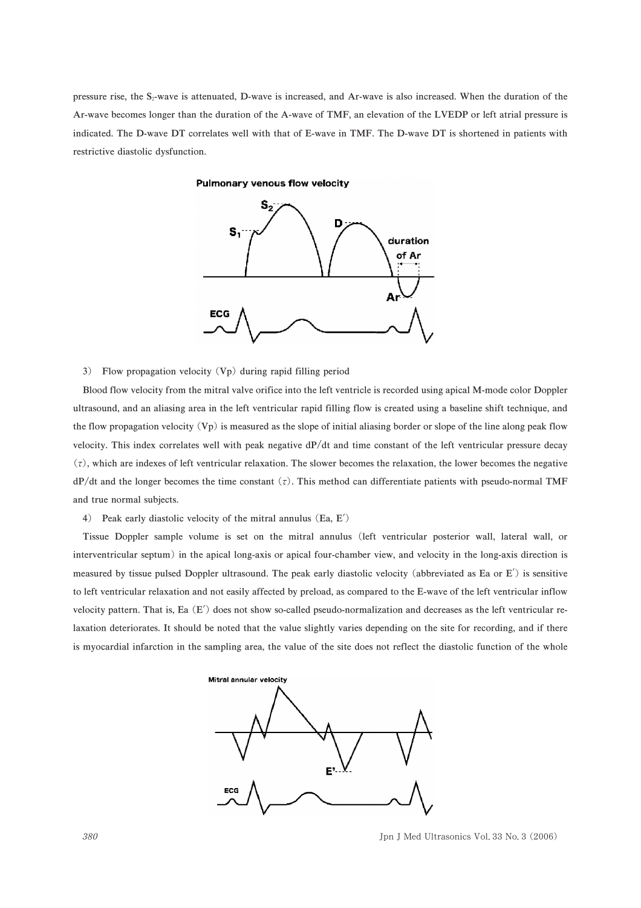pressure rise, the $S_2$-wave is attenuated, D-wave is increased, and Ar-wave is also increased. When the duration of the Ar-wave becomes longer than the duration of the A-wave of TMF, an elevation of the LVEDP or left atrial pressure is indicated. The D-wave DT correlates well with that of E-wave in TMF. The D-wave DT is shortened in patients with restrictive diastolic dysfunction.

3) Flow propagation velocity (Vp) during rapid filling period

Blood flow velocity from the mitral valve orifice into the left ventricle is recorded using apical M-mode color Doppler ultrasound, and an aliasing area in the left ventricular rapid filling flow is created using a baseline shift technique, and the flow propagation velocity (Vp) is measured as the slope of initial aliasing border or slope of the line along peak flow velocity. This index correlates well with peak negative dP/dt and time constant of the left ventricular pressure decay ($\tau$), which are indexes of left ventricular relaxation. The slower becomes the relaxation, the lower becomes the negative dP/dt and the longer becomes the time constant ($\tau$). This method can differentiate patients with pseudo-normal TMF and true normal subjects.

4) Peak early diastolic velocity of the mitral annulus (Ea, E′)

Tissue Doppler sample volume is set on the mitral annulus (left ventricular posterior wall, lateral wall, or interventricular septum) in the apical long-axis or apical four-chamber view, and velocity in the long-axis direction is measured by tissue pulsed Doppler ultrasound. The peak early diastolic velocity (abbreviated as Ea or E′) is sensitive to left ventricular relaxation and not easily affected by preload, as compared to the E-wave of the left ventricular inflow velocity pattern. That is, Ea (E′) does not show so-called pseudo-normalization and decreases as the left ventricular relaxation deteriorates. It should be noted that the value slightly varies depending on the site for recording, and if there is myocardial infarction in the sampling area, the value of the site does not reflect the diastolic function of the whole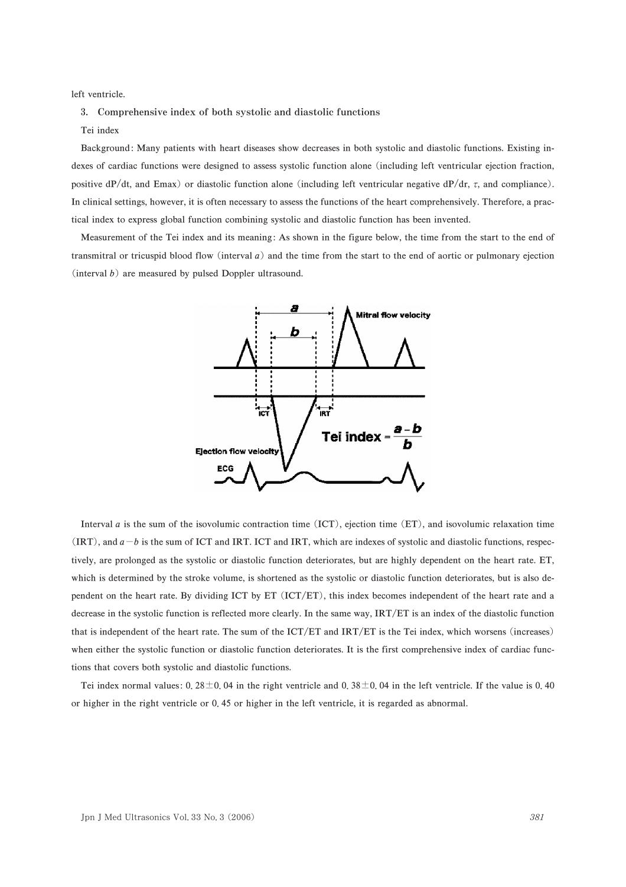left ventricle.

### 3. Comprehensive index of both systolic and diastolic functions

Tei index

Background: Many patients with heart diseases show decreases in both systolic and diastolic functions. Existing indexes of cardiac functions were designed to assess systolic function alone (including left ventricular ejection fraction, positive dP/dt, and Emax) or diastolic function alone (including left ventricular negative dP/dr, $\tau$, and compliance). In clinical settings, however, it is often necessary to assess the functions of the heart comprehensively. Therefore, a practical index to express global function combining systolic and diastolic function has been invented.

Measurement of the Tei index and its meaning: As shown in the figure below, the time from the start to the end of transmitral or tricuspid blood flow (interval $a$) and the time from the start to the end of aortic or pulmonary ejection (interval $b$) are measured by pulsed Doppler ultrasound.

a

b

Mitral flow velocity

ICT

IRT

Tei index = $\frac{a - b}{b}$

Ejection flow velocity

ECG

Interval $a$ is the sum of the isovolumic contraction time (ICT), ejection time (ET), and isovolumic relaxation time (IRT), and $a - b$ is the sum of ICT and IRT. ICT and IRT, which are indexes of systolic and diastolic functions, respectively, are prolonged as the systolic or diastolic function deteriorates, but are highly dependent on the heart rate. ET, which is determined by the stroke volume, is shortened as the systolic or diastolic function deteriorates, but is also dependent on the heart rate. By dividing ICT by ET (ICT/ET), this index becomes independent of the heart rate and a decrease in the systolic function is reflected more clearly. In the same way, IRT/ET is an index of the diastolic function that is independent of the heart rate. The sum of the ICT/ET and IRT/ET is the Tei index, which worsens (increases) when either the systolic function or diastolic function deteriorates. It is the first comprehensive index of cardiac functions that covers both systolic and diastolic functions.

Tei index normal values: $0.28 \pm 0.04$ in the right ventricle and $0.38 \pm 0.04$ in the left ventricle. If the value is 0.40 or higher in the right ventricle or 0.45 or higher in the left ventricle, it is regarded as abnormal.